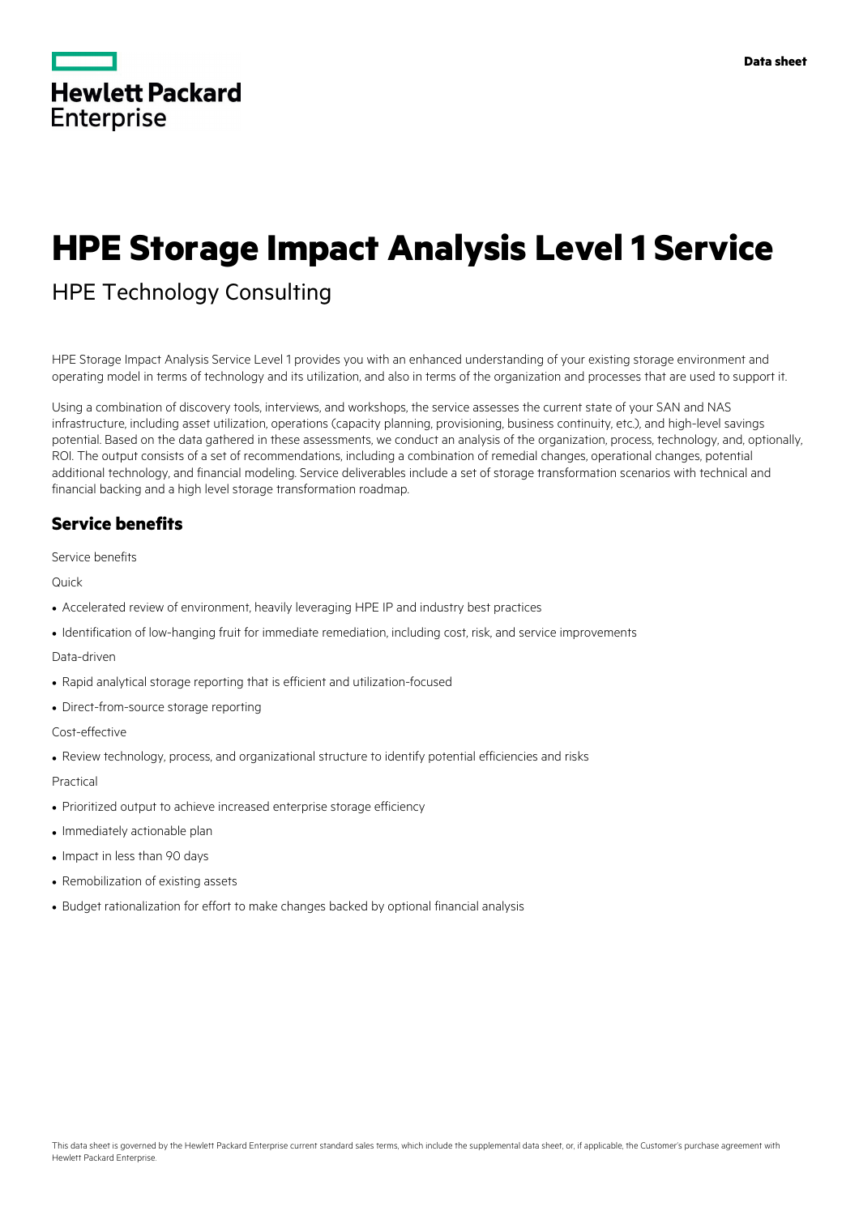# HPE Storage Impact Analysis Level 1 Service

## HPE Technology Consulting

HPE Storage Impact Analysis Service Level 1 provides you with an enhanced understanding of your existing storage environment and operating model in terms of technology and its utilization, and also in terms of the organization and processes that are used to support it.

Using a combination of discovery tools, interviews, and workshops, the service assesses the current state of your SAN and NAS infrastructure, including asset utilization, operations (capacity planning, provisioning, business continuity, etc.), and high-level savings potential. Based on the data gathered in these assessments, we conduct an analysis of the organization, process, technology, and, optionally, ROI. The output consists of a set of recommendations, including a combination of remedial changes, operational changes, potential additional technology, and financial modeling. Service deliverables include a set of storage transformation scenarios with technical and financial backing and a high level storage transformation roadmap.

## Service benefits

Service benefits

Quick

- Accelerated review of environment, heavily leveraging HPE IP and industry best practices
- Identification of low-hanging fruit for immediate remediation, including cost, risk, and service improvements

Data-driven

- Rapid analytical storage reporting that is efficient and utilization-focused
- Direct-from-source storage reporting

Cost-effective

- Review technology, process, and organizational structure to identify potential efficiencies and risks

Practical

- Prioritized output to achieve increased enterprise storage efficiency
- Immediately actionable plan
- Impact in less than 90 days
- Remobilization of existing assets
- Budget rationalization for effort to make changes backed by optional financial analysis

This data sheet is governed by the Hewlett Packard Enterprise current standard sales terms, which include the supplemental data sheet, or, if applicable, the Customer's purchase agreement with Hewlett Packard Enterprise.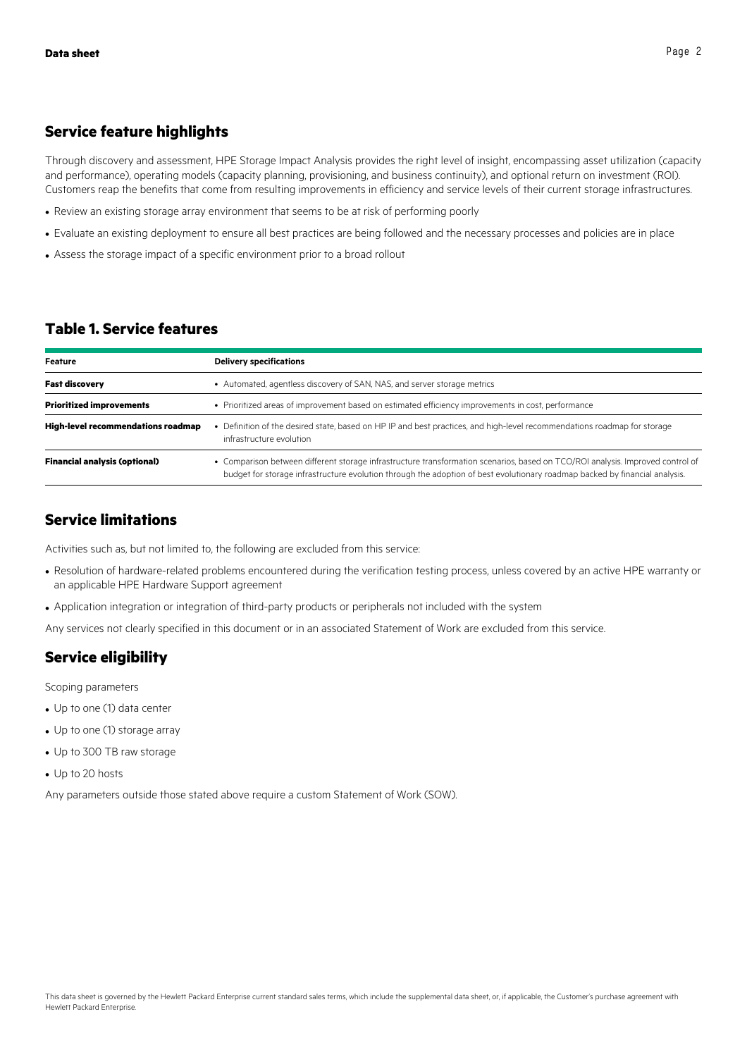## Service feature highlights

Through discovery and assessment, HPE Storage Impact Analysis provides the right level of insight, encompassing asset utilization (capacity and performance), operating models (capacity planning, provisioning, and business continuity), and optional return on investment (ROI). Customers reap the benefits that come from resulting improvements in efficiency and service levels of their current storage infrastructures.

- Review an existing storage array environment that seems to be at risk of performing poorly
- Evaluate an existing deployment to ensure all best practices are being followed and the necessary processes and policies are in place
- Assess the storage impact of a specific environment prior to a broad rollout

## Table 1. Service features

| Feature | Delivery specifications |
|---|---|
| **Fast discovery** | • Automated, agentless discovery of SAN, NAS, and server storage metrics |
| **Prioritized improvements** | • Prioritized areas of improvement based on estimated efficiency improvements in cost, performance |
| **High-level recommendations roadmap** | • Definition of the desired state, based on HP IP and best practices, and high-level recommendations roadmap for storage infrastructure evolution |
| **Financial analysis (optional)** | • Comparison between different storage infrastructure transformation scenarios, based on TCO/ROI analysis. Improved control of budget for storage infrastructure evolution through the adoption of best evolutionary roadmap backed by financial analysis. |

## Service limitations

Activities such as, but not limited to, the following are excluded from this service:

- Resolution of hardware-related problems encountered during the verification testing process, unless covered by an active HPE warranty or an applicable HPE Hardware Support agreement
- Application integration or integration of third-party products or peripherals not included with the system

Any services not clearly specified in this document or in an associated Statement of Work are excluded from this service.

## Service eligibility

Scoping parameters

- Up to one (1) data center
- Up to one (1) storage array
- Up to 300 TB raw storage
- Up to 20 hosts

Any parameters outside those stated above require a custom Statement of Work (SOW).

This data sheet is governed by the Hewlett Packard Enterprise current standard sales terms, which include the supplemental data sheet, or, if applicable, the Customer's purchase agreement with Hewlett Packard Enterprise.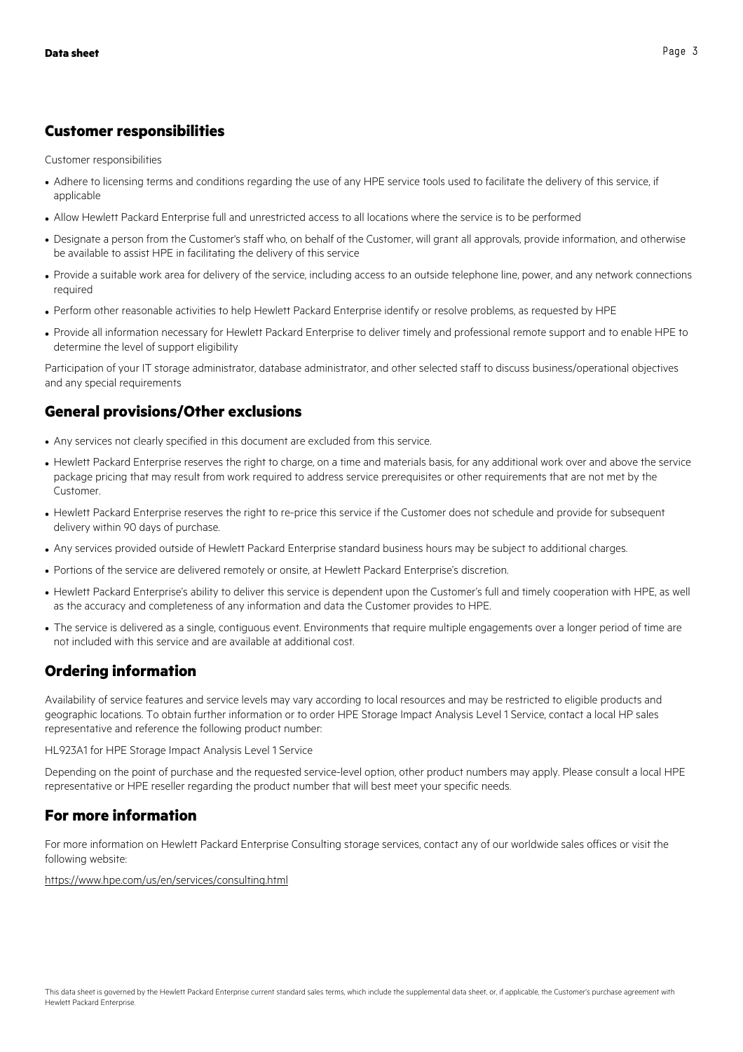## Customer responsibilities

Customer responsibilities

- Adhere to licensing terms and conditions regarding the use of any HPE service tools used to facilitate the delivery of this service, if applicable
- Allow Hewlett Packard Enterprise full and unrestricted access to all locations where the service is to be performed
- Designate a person from the Customer's staff who, on behalf of the Customer, will grant all approvals, provide information, and otherwise be available to assist HPE in facilitating the delivery of this service
- Provide a suitable work area for delivery of the service, including access to an outside telephone line, power, and any network connections required
- Perform other reasonable activities to help Hewlett Packard Enterprise identify or resolve problems, as requested by HPE
- Provide all information necessary for Hewlett Packard Enterprise to deliver timely and professional remote support and to enable HPE to determine the level of support eligibility

Participation of your IT storage administrator, database administrator, and other selected staff to discuss business/operational objectives and any special requirements

## General provisions/Other exclusions

- Any services not clearly specified in this document are excluded from this service.
- Hewlett Packard Enterprise reserves the right to charge, on a time and materials basis, for any additional work over and above the service package pricing that may result from work required to address service prerequisites or other requirements that are not met by the Customer.
- Hewlett Packard Enterprise reserves the right to re-price this service if the Customer does not schedule and provide for subsequent delivery within 90 days of purchase.
- Any services provided outside of Hewlett Packard Enterprise standard business hours may be subject to additional charges.
- Portions of the service are delivered remotely or onsite, at Hewlett Packard Enterprise's discretion.
- Hewlett Packard Enterprise's ability to deliver this service is dependent upon the Customer's full and timely cooperation with HPE, as well as the accuracy and completeness of any information and data the Customer provides to HPE.
- The service is delivered as a single, contiguous event. Environments that require multiple engagements over a longer period of time are not included with this service and are available at additional cost.

## Ordering information

Availability of service features and service levels may vary according to local resources and may be restricted to eligible products and geographic locations. To obtain further information or to order HPE Storage Impact Analysis Level 1 Service, contact a local HP sales representative and reference the following product number:

HL923A1 for HPE Storage Impact Analysis Level 1 Service

Depending on the point of purchase and the requested service-level option, other product numbers may apply. Please consult a local HPE representative or HPE reseller regarding the product number that will best meet your specific needs.

## For more information

For more information on Hewlett Packard Enterprise Consulting storage services, contact any of our worldwide sales offices or visit the following website:

https://www.hpe.com/us/en/services/consulting.html

This data sheet is governed by the Hewlett Packard Enterprise current standard sales terms, which include the supplemental data sheet, or, if applicable, the Customer's purchase agreement with Hewlett Packard Enterprise.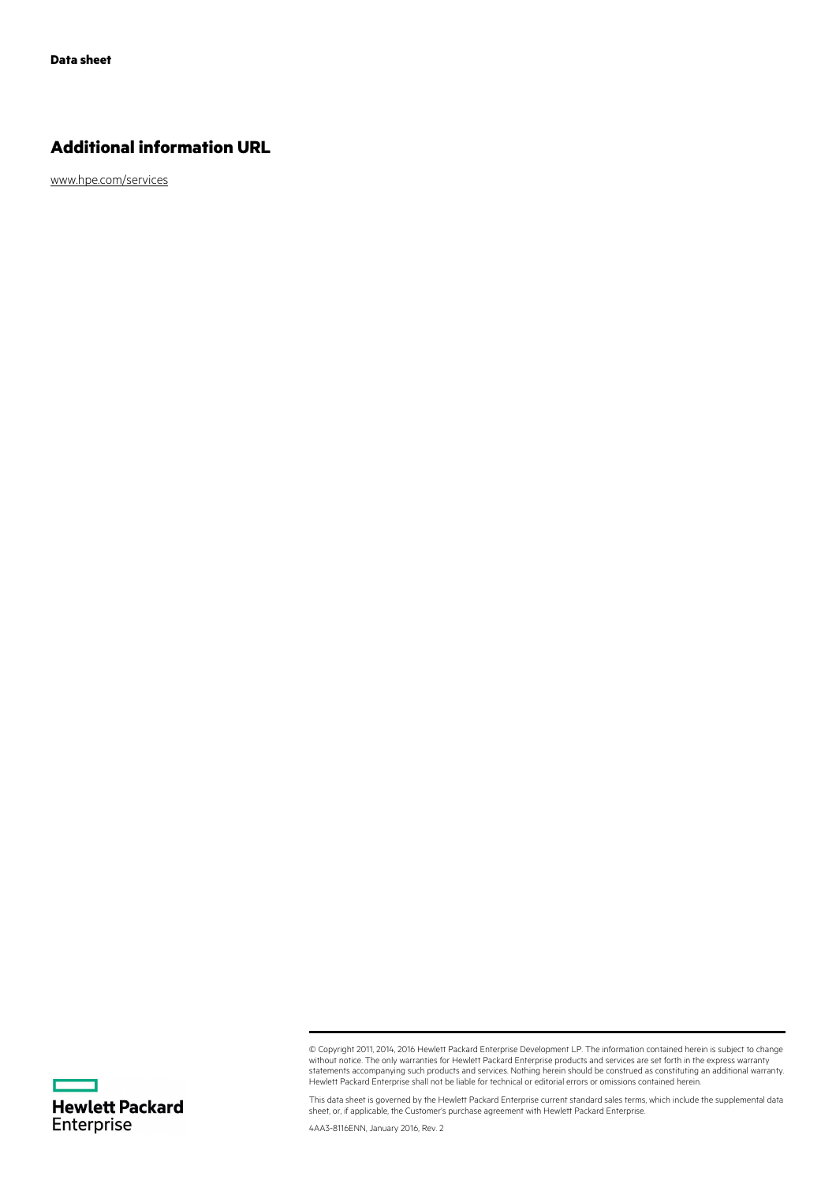## Additional information URL

www.hpe.com/services

© Copyright 2011, 2014, 2016 Hewlett Packard Enterprise Development LP. The information contained herein is subject to change without notice. The only warranties for Hewlett Packard Enterprise products and services are set forth in the express warranty statements accompanying such products and services. Nothing herein should be construed as constituting an additional warranty. Hewlett Packard Enterprise shall not be liable for technical or editorial errors or omissions contained herein.

This data sheet is governed by the Hewlett Packard Enterprise current standard sales terms, which include the supplemental data sheet; or, if applicable, the Customer's purchase agreement with Hewlett Packard Enterprise.

4AA3-8116ENN, January 2016, Rev. 2